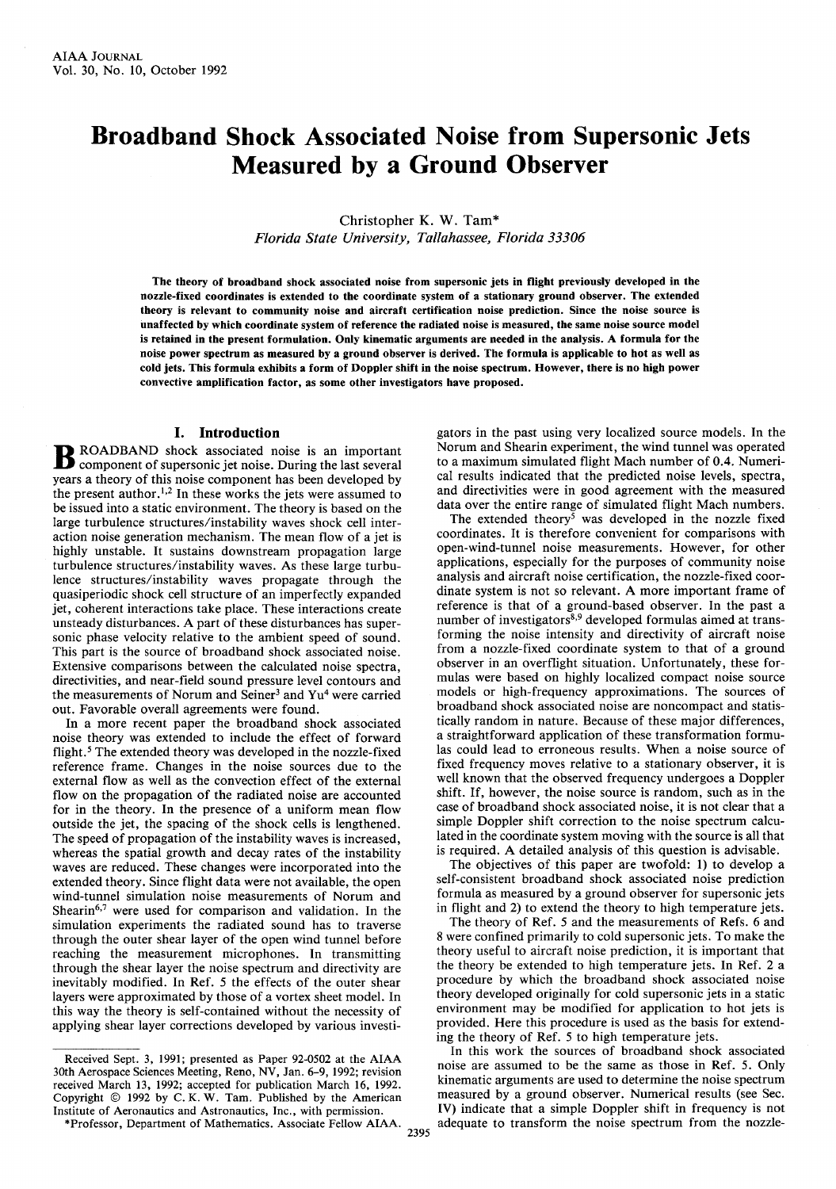# Broadband Shock Associated Noise from Supersonic Jets Measured by a Ground Observer

Christopher K. W. Tam*
*Florida State University, Tallahassee, Florida 33306*

**The theory of broadband shock associated noise from supersonic jets in flight previously developed in the nozzle-fixed coordinates is extended to the coordinate system of a stationary ground observer. The extended theory is relevant to community noise and aircraft certification noise prediction. Since the noise source is unaffected by which coordinate system of reference the radiated noise is measured, the same noise source model is retained in the present formulation. Only kinematic arguments are needed in the analysis. A formula for the noise power spectrum as measured by a ground observer is derived. The formula is applicable to hot as well as cold jets. This formula exhibits a form of Doppler shift in the noise spectrum. However, there is no high power convective amplification factor, as some other investigators have proposed.**

## I. Introduction

Broadband shock associated noise is an important component of supersonic jet noise. During the last several years a theory of this noise component has been developed by the present author.[1,2] In these works the jets were assumed to be issued into a static environment. The theory is based on the large turbulence structures/instability waves shock cell interaction noise generation mechanism. The mean flow of a jet is highly unstable. It sustains downstream propagation large turbulence structures/instability waves. As these large turbulence structures/instability waves propagate through the quasiperiodic shock cell structure of an imperfectly expanded jet, coherent interactions take place. These interactions create unsteady disturbances. A part of these disturbances has supersonic phase velocity relative to the ambient speed of sound. This part is the source of broadband shock associated noise. Extensive comparisons between the calculated noise spectra, directivities, and near-field sound pressure level contours and the measurements of Norum and Seiner[3] and Yu[4] were carried out. Favorable overall agreements were found.

In a more recent paper the broadband shock associated noise theory was extended to include the effect of forward flight.[5] The extended theory was developed in the nozzle-fixed reference frame. Changes in the noise sources due to the external flow as well as the convection effect of the external flow on the propagation of the radiated noise are accounted for in the theory. In the presence of a uniform mean flow outside the jet, the spacing of the shock cells is lengthened. The speed of propagation of the instability waves is increased, whereas the spatial growth and decay rates of the instability waves are reduced. These changes were incorporated into the extended theory. Since flight data were not available, the open wind-tunnel simulation noise measurements of Norum and Shearin[6,7] were used for comparison and validation. In the simulation experiments the radiated sound has to traverse through the outer shear layer of the open wind tunnel before reaching the measurement microphones. In transmitting through the shear layer the noise spectrum and directivity are inevitably modified. In Ref. 5 the effects of the outer shear layers were approximated by those of a vortex sheet model. In this way the theory is self-contained without the necessity of applying shear layer corrections developed by various investigators in the past using very localized source models. In the Norum and Shearin experiment, the wind tunnel was operated to a maximum simulated flight Mach number of 0.4. Numerical results indicated that the predicted noise levels, spectra, and directivities were in good agreement with the measured data over the entire range of simulated flight Mach numbers.

The extended theory[5] was developed in the nozzle fixed coordinates. It is therefore convenient for comparisons with open-wind-tunnel noise measurements. However, for other applications, especially for the purposes of community noise analysis and aircraft noise certification, the nozzle-fixed coordinate system is not so relevant. A more important frame of reference is that of a ground-based observer. In the past a number of investigators[8,9] developed formulas aimed at transforming the noise intensity and directivity of aircraft noise from a nozzle-fixed coordinate system to that of a ground observer in an overflight situation. Unfortunately, these formulas were based on highly localized compact noise source models or high-frequency approximations. The sources of broadband shock associated noise are noncompact and statistically random in nature. Because of these major differences, a straightforward application of these transformation formulas could lead to erroneous results. When a noise source of fixed frequency moves relative to a stationary observer, it is well known that the observed frequency undergoes a Doppler shift. If, however, the noise source is random, such as in the case of broadband shock associated noise, it is not clear that a simple Doppler shift correction to the noise spectrum calculated in the coordinate system moving with the source is all that is required. A detailed analysis of this question is advisable.

The objectives of this paper are twofold: 1) to develop a self-consistent broadband shock associated noise prediction formula as measured by a ground observer for supersonic jets in flight and 2) to extend the theory to high temperature jets.

The theory of Ref. 5 and the measurements of Refs. 6 and 8 were confined primarily to cold supersonic jets. To make the theory useful to aircraft noise prediction, it is important that the theory be extended to high temperature jets. In Ref. 2 a procedure by which the broadband shock associated noise theory developed originally for cold supersonic jets in a static environment may be modified for application to hot jets is provided. Here this procedure is used as the basis for extending the theory of Ref. 5 to high temperature jets.

In this work the sources of broadband shock associated noise are assumed to be the same as those in Ref. 5. Only kinematic arguments are used to determine the noise spectrum measured by a ground observer. Numerical results (see Sec. IV) indicate that a simple Doppler shift in frequency is not adequate to transform the noise spectrum from the nozzle-

---

Received Sept. 3, 1991; presented as Paper 92-0502 at the AIAA 30th Aerospace Sciences Meeting, Reno, NV, Jan. 6-9, 1992; revision received March 13, 1992; accepted for publication March 16, 1992. Copyright © 1992 by C. K. W. Tam. Published by the American Institute of Aeronautics and Astronautics, Inc., with permission.

*Professor, Department of Mathematics. Associate Fellow AIAA.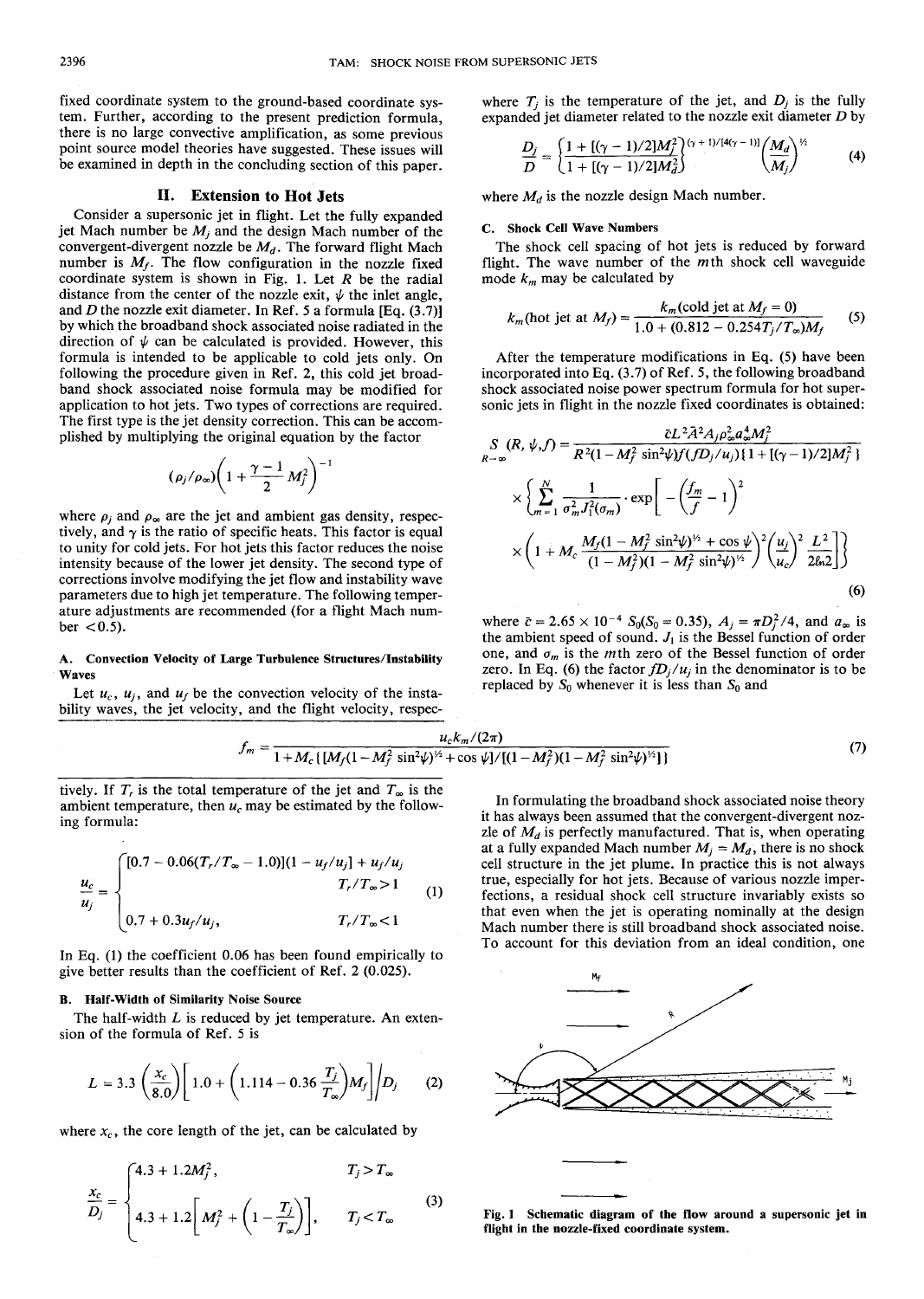fixed coordinate system to the ground-based coordinate system. Further, according to the present prediction formula, there is no large convective amplification, as some previous point source model theories have suggested. These issues will be examined in depth in the concluding section of this paper.

## II. Extension to Hot Jets

Consider a supersonic jet in flight. Let the fully expanded jet Mach number be $M_j$ and the design Mach number of the convergent-divergent nozzle be $M_d$. The forward flight Mach number is $M_f$. The flow configuration in the nozzle fixed coordinate system is shown in Fig. 1. Let $R$ be the radial distance from the center of the nozzle exit, $\psi$ the inlet angle, and $D$ the nozzle exit diameter. In Ref. 5 a formula [Eq. (3.7)] by which the broadband shock associated noise radiated in the direction of $\psi$ can be calculated is provided. However, this formula is intended to be applicable to cold jets only. On following the procedure given in Ref. 2, this cold jet broadband shock associated noise formula may be modified for application to hot jets. Two types of corrections are required. The first type is the jet density correction. This can be accomplished by multiplying the original equation by the factor

$$(\rho_j/\rho_\infty)\left(1+\frac{\gamma-1}{2}M_j^2\right)^{-1}$$

where $\rho_j$ and $\rho_\infty$ are the jet and ambient gas density, respectively, and $\gamma$ is the ratio of specific heats. This factor is equal to unity for cold jets. For hot jets this factor reduces the noise intensity because of the lower jet density. The second type of corrections involve modifying the jet flow and instability wave parameters due to high jet temperature. The following temperature adjustments are recommended (for a flight Mach number <0.5).

### A. Convection Velocity of Large Turbulence Structures/Instability Waves

Let $u_c$, $u_j$, and $u_f$ be the convection velocity of the instability waves, the jet velocity, and the flight velocity, respectively. If $T_r$ is the total temperature of the jet and $T_\infty$ is the ambient temperature, then $u_c$ may be estimated by the following formula:

$$\frac{u_c}{u_j}=\begin{cases}[0.7-0.06(T_r/T_\infty-1.0)](1-u_f/u_j)+u_f/u_j & T_r/T_\infty>1\\ 0.7+0.3u_f/u_j, & T_r/T_\infty<1\end{cases} \tag{1}$$

In Eq. (1) the coefficient 0.06 has been found empirically to give better results than the coefficient of Ref. 2 (0.025).

### B. Half-Width of Similarity Noise Source

The half-width $L$ is reduced by jet temperature. An extension of the formula of Ref. 5 is

$$L=3.3\left(\frac{x_c}{8.0}\right)\left[1.0+\left(1.114-0.36\frac{T_j}{T_\infty}\right)M_f\right]\Big/D_j \tag{2}$$

where $x_c$, the core length of the jet, can be calculated by

$$\frac{x_c}{D_j}=\begin{cases}4.3+1.2M_j^2, & T_j>T_\infty\\ 4.3+1.2\left[M_j^2+\left(1-\frac{T_j}{T_\infty}\right)\right], & T_j<T_\infty\end{cases} \tag{3}$$

where $T_j$ is the temperature of the jet, and $D_j$ is the fully expanded jet diameter related to the nozzle exit diameter $D$ by

$$\frac{D_j}{D}=\left\{\frac{1+[(\gamma-1)/2]M_j^2}{1+[(\gamma-1)/2]M_d^2}\right\}^{(\gamma+1)/[4(\gamma-1)]}\left(\frac{M_d}{M_j}\right)^{1/2} \tag{4}$$

where $M_d$ is the nozzle design Mach number.

### C. Shock Cell Wave Numbers

The shock cell spacing of hot jets is reduced by forward flight. The wave number of the $m$th shock cell waveguide mode $k_m$ may be calculated by

$$k_m(\text{hot jet at } M_f)=\frac{k_m(\text{cold jet at } M_f=0)}{1.0+(0.812-0.254T_j/T_\infty)M_f} \tag{5}$$

After the temperature modifications in Eq. (5) have been incorporated into Eq. (3.7) of Ref. 5, the following broadband shock associated noise power spectrum formula for hot supersonic jets in flight in the nozzle fixed coordinates is obtained:

$$\underset{R\to\infty}{S}(R,\psi,f)=\frac{\bar{c}L^2\bar{A}^2A_j\rho_\infty^2a_\infty^4M_j^2}{R^2(1-M_f^2\sin^2\psi)f(fD_j/u_j)\{1+[(\gamma-1)/2]M_j^2\}}\times\left\{\sum_{m=1}^{N}\frac{1}{\sigma_m^2J_1^2(\sigma_m)}\cdot\exp\left[-\left(\frac{f_m}{f}-1\right)^2\times\left(1+M_c\frac{M_f(1-M_f^2\sin^2\psi)^{1/2}+\cos\psi}{(1-M_f^2)(1-M_f^2\sin^2\psi)^{1/2}}\right)^2\left(\frac{u_j}{u_c}\right)^2\frac{L^2}{2\ell n2}\right]\right\} \tag{6}$$

where $\bar{c}=2.65\times10^{-4}\ S_0(S_0=0.35)$, $A_j=\pi D_j^2/4$, and $a_\infty$ is the ambient speed of sound. $J_1$ is the Bessel function of order one, and $\sigma_m$ is the $m$th zero of the Bessel function of order zero. In Eq. (6) the factor $fD_j/u_j$ in the denominator is to be replaced by $S_0$ whenever it is less than $S_0$ and

$$f_m=\frac{u_ck_m/(2\pi)}{1+M_c\{[M_f(1-M_f^2\sin^2\psi)^{1/2}+\cos\psi]/[(1-M_f^2)(1-M_f^2\sin^2\psi)^{1/2}]\}} \tag{7}$$

In formulating the broadband shock associated noise theory it has always been assumed that the convergent-divergent nozzle of $M_d$ is perfectly manufactured. That is, when operating at a fully expanded Mach number $M_j=M_d$, there is no shock cell structure in the jet plume. In practice this is not always true, especially for hot jets. Because of various nozzle imperfections, a residual shock cell structure invariably exists so that even when the jet is operating nominally at the design Mach number there is still broadband shock associated noise. To account for this deviation from an ideal condition, one

Fig. 1 Schematic diagram of the flow around a supersonic jet in flight in the nozzle-fixed coordinate system.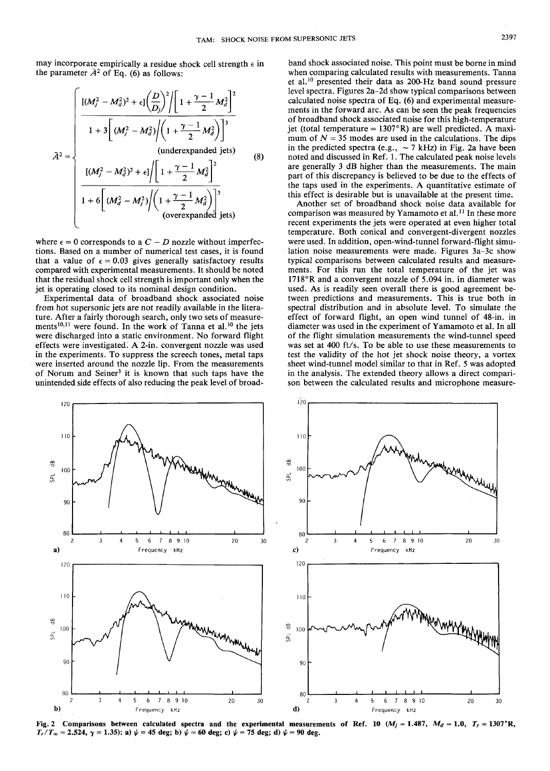may incorporate empirically a residue shock cell strength $\epsilon$ in the parameter $\bar{A}^2$ of Eq. (6) as follows:

$$
\bar{A}^2 = \begin{cases} \dfrac{[(M_j^2 - M_d^2)^2 + \epsilon]\left(\dfrac{D}{D_j}\right)^2 \Big/ \left[1 + \dfrac{\gamma - 1}{2} M_d^2\right]^2}{1 + 3\left[(M_j^2 - M_d^2)\Big/\left(1 + \dfrac{\gamma - 1}{2} M_d^2\right)\right]^3} & \text{(underexpanded jets)} \\[2ex] \dfrac{[(M_j^2 - M_d^2)^2 + \epsilon]\Big/\left[1 + \dfrac{\gamma - 1}{2} M_d^2\right]^2}{1 + 6\left[(M_d^2 - M_j^2)\Big/\left(1 + \dfrac{\gamma - 1}{2} M_d^2\right)\right]^5} & \text{(overexpanded jets)} \end{cases} \tag{8}
$$

where $\epsilon = 0$ corresponds to a $C - D$ nozzle without imperfections. Based on a number of numerical test cases, it is found that a value of $\epsilon = 0.03$ gives generally satisfactory results compared with experimental measurements. It should be noted that the residual shock cell strength is important only when the jet is operating closed to its nominal design condition.

Experimental data of broadband shock associated noise from hot supersonic jets are not readily available in the literature. After a fairly thorough search, only two sets of measurements[10,11] were found. In the work of Tanna et al.[10] the jets were discharged into a static environment. No forward flight effects were investigated. A 2-in. convergent nozzle was used in the experiments. To suppress the screech tones, metal taps were inserted around the nozzle lip. From the measurements of Norum and Seiner[3] it is known that such taps have the unintended side effects of also reducing the peak level of broadband shock associated noise. This point must be borne in mind when comparing calculated results with measurements. Tanna et al.[10] presented their data as 200-Hz band sound pressure level spectra. Figures 2a–2d show typical comparisons between calculated noise spectra of Eq. (6) and experimental measurements in the forward arc. As can be seen the peak frequencies of broadband shock associated noise for this high-temperature jet (total temperature = 1307°R) are well predicted. A maximum of $N = 35$ modes are used in the calculations. The dips in the predicted spectra (e.g., ~ 7 kHz) in Fig. 2a have been noted and discussed in Ref. 1. The calculated peak noise levels are generally 3 dB higher than the measurements. The main part of this discrepancy is believed to be due to the effects of the taps used in the experiments. A quantitative estimate of this effect is desirable but is unavailable at the present time.

Another set of broadband shock noise data available for comparison was measured by Yamamoto et al.[11] In these more recent experiments the jets were operated at even higher total temperature. Both conical and convergent-divergent nozzles were used. In addition, open-wind-tunnel forward-flight simulation noise measurements were made. Figures 3a–3c show typical comparisons between calculated results and measurements. For this run the total temperature of the jet was 1718°R and a convergent nozzle of 5.094 in. in diameter was used. As is readily seen overall there is good agreement between predictions and measurements. This is true both in spectral distribution and in absolute level. To simulate the effect of forward flight, an open wind tunnel of 48-in. in diameter was used in the experiment of Yamamoto et al. In all of the flight simulation measurements the wind-tunnel speed was set at 400 ft/s. To be able to use these measurements to test the validity of the hot jet shock noise theory, a vortex sheet wind-tunnel model similar to that in Ref. 5 was adopted in the analysis. The extended theory allows a direct comparison between the calculated results and microphone measure-

Fig. 2 Comparisons between calculated spectra and the experimental measurements of Ref. 10 ($M_j = 1.487$, $M_d = 1.0$, $T_r = 1307$°R, $T_r/T_\infty = 2.524$, $\gamma = 1.35$): a) $\psi = 45$ deg; b) $\psi = 60$ deg; c) $\psi = 75$ deg; d) $\psi = 90$ deg.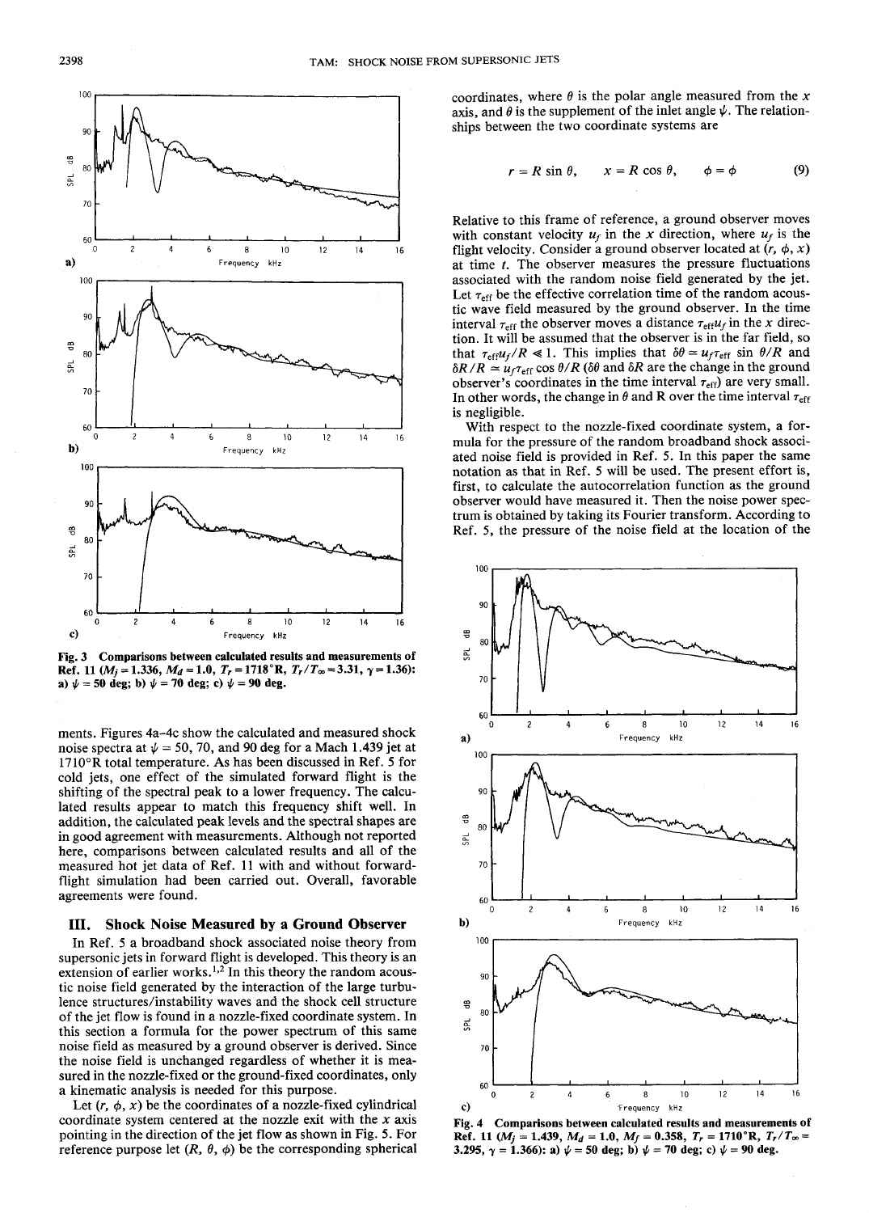Fig. 3 Comparisons between calculated results and measurements of Ref. 11 ($M_j = 1.336$, $M_d = 1.0$, $T_r = 1718°R$, $T_r/T_\infty = 3.31$, $\gamma = 1.36$): a) $\psi = 50$ deg; b) $\psi = 70$ deg; c) $\psi = 90$ deg.

ments. Figures 4a–4c show the calculated and measured shock noise spectra at $\psi = 50$, 70, and 90 deg for a Mach 1.439 jet at 1710°R total temperature. As has been discussed in Ref. 5 for cold jets, one effect of the simulated forward flight is the shifting of the spectral peak to a lower frequency. The calculated results appear to match this frequency shift well. In addition, the calculated peak levels and the spectral shapes are in good agreement with measurements. Although not reported here, comparisons between calculated results and all of the measured hot jet data of Ref. 11 with and without forward-flight simulation had been carried out. Overall, favorable agreements were found.

## III. Shock Noise Measured by a Ground Observer

In Ref. 5 a broadband shock associated noise theory from supersonic jets in forward flight is developed. This theory is an extension of earlier works.[1,2] In this theory the random acoustic noise field generated by the interaction of the large turbulence structures/instability waves and the shock cell structure of the jet flow is found in a nozzle-fixed coordinate system. In this section a formula for the power spectrum of this same noise field as measured by a ground observer is derived. Since the noise field is unchanged regardless of whether it is measured in the nozzle-fixed or the ground-fixed coordinates, only a kinematic analysis is needed for this purpose.

Let $(r, \phi, x)$ be the coordinates of a nozzle-fixed cylindrical coordinate system centered at the nozzle exit with the $x$ axis pointing in the direction of the jet flow as shown in Fig. 5. For reference purpose let $(R, \theta, \phi)$ be the corresponding spherical coordinates, where $\theta$ is the polar angle measured from the $x$ axis, and $\theta$ is the supplement of the inlet angle $\psi$. The relationships between the two coordinate systems are

$$r = R \sin \theta, \qquad x = R \cos \theta, \qquad \phi = \phi \tag{9}$$

Relative to this frame of reference, a ground observer moves with constant velocity $u_f$ in the $x$ direction, where $u_f$ is the flight velocity. Consider a ground observer located at $(r, \phi, x)$ at time $t$. The observer measures the pressure fluctuations associated with the random noise field generated by the jet. Let $\tau_{\text{eff}}$ be the effective correlation time of the random acoustic wave field measured by the ground observer. In the time interval $\tau_{\text{eff}}$ the observer moves a distance $\tau_{\text{eff}} u_f$ in the $x$ direction. It will be assumed that the observer is in the far field, so that $\tau_{\text{eff}} u_f / R \ll 1$. This implies that $\delta\theta = u_f \tau_{\text{eff}} \sin \theta / R$ and $\delta R / R \simeq u_f \tau_{\text{eff}} \cos \theta / R$ ($\delta\theta$ and $\delta R$ are the change in the ground observer's coordinates in the time interval $\tau_{\text{eff}}$) are very small. In other words, the change in $\theta$ and R over the time interval $\tau_{\text{eff}}$ is negligible.

With respect to the nozzle-fixed coordinate system, a formula for the pressure of the random broadband shock associated noise field is provided in Ref. 5. In this paper the same notation as that in Ref. 5 will be used. The present effort is, first, to calculate the autocorrelation function as the ground observer would have measured it. Then the noise power spectrum is obtained by taking its Fourier transform. According to Ref. 5, the pressure of the noise field at the location of the

Fig. 4 Comparisons between calculated results and measurements of Ref. 11 ($M_j = 1.439$, $M_d = 1.0$, $M_f = 0.358$, $T_r = 1710°R$, $T_r/T_\infty = 3.295$, $\gamma = 1.366$): a) $\psi = 50$ deg; b) $\psi = 70$ deg; c) $\psi = 90$ deg.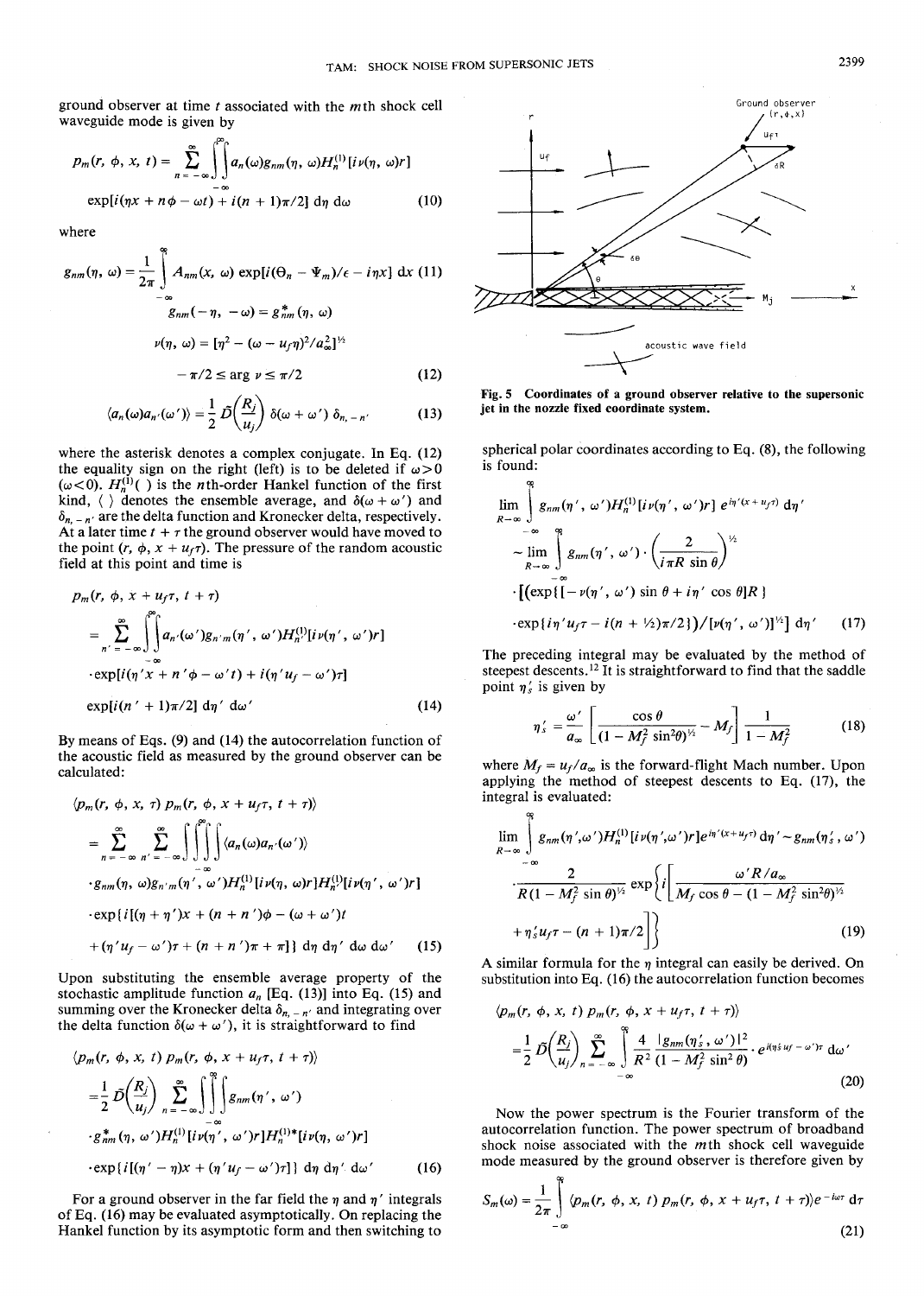ground observer at time $t$ associated with the $m$th shock cell waveguide mode is given by

$$p_m(r, \phi, x, t) = \sum_{n=-\infty}^{\infty} \iint_{-\infty}^{\infty} a_n(\omega) g_{nm}(\eta, \omega) H_n^{(1)}[i\nu(\eta, \omega)r]$$
$$\exp[i(\eta x + n\phi - \omega t) + i(n+1)\pi/2]\, d\eta\, d\omega \tag{10}$$

where

$$g_{nm}(\eta, \omega) = \frac{1}{2\pi}\int_{-\infty}^{\infty} A_{nm}(x, \omega) \exp[i(\Theta_n - \Psi_m)/\epsilon - i\eta x]\, dx \tag{11}$$

$$g_{nm}(-\eta, -\omega) = g_{nm}^*(\eta, \omega)$$

$$\nu(\eta, \omega) = [\eta^2 - (\omega - u_f\eta)^2/a_\infty^2]^{1/2}$$

$$-\pi/2 \leq \arg \nu \leq \pi/2 \tag{12}$$

$$\langle a_n(\omega) a_{n'}(\omega')\rangle = \frac{1}{2}\tilde{D}\left(\frac{R_j}{u_j}\right)\delta(\omega + \omega')\,\delta_{n,-n'} \tag{13}$$

where the asterisk denotes a complex conjugate. In Eq. (12) the equality sign on the right (left) is to be deleted if $\omega > 0$ ($\omega < 0$). $H_n^{(1)}(\ )$ is the $n$th-order Hankel function of the first kind, $\langle\ \rangle$ denotes the ensemble average, and $\delta(\omega + \omega')$ and $\delta_{n,-n'}$ are the delta function and Kronecker delta, respectively. At a later time $t + \tau$ the ground observer would have moved to the point $(r, \phi, x + u_f\tau)$. The pressure of the random acoustic field at this point and time is

$$p_m(r, \phi, x + u_f\tau, t + \tau)$$
$$= \sum_{n'=-\infty}^{\infty} \iint_{-\infty}^{\infty} a_{n'}(\omega') g_{n'm}(\eta', \omega') H_{n'}^{(1)}[i\nu(\eta', \omega')r]$$
$$\cdot \exp[i(\eta' x + n'\phi - \omega' t) + i(\eta' u_f - \omega')\tau]$$
$$\exp[i(n'+1)\pi/2]\, d\eta'\, d\omega' \tag{14}$$

By means of Eqs. (9) and (14) the autocorrelation function of the acoustic field as measured by the ground observer can be calculated:

$$\langle p_m(r, \phi, x, \tau)\, p_m(r, \phi, x + u_f\tau, t + \tau)\rangle$$
$$= \sum_{n=-\infty}^{\infty} \sum_{n'=-\infty}^{\infty} \iiiint_{-\infty}^{\infty} \langle a_n(\omega) a_{n'}(\omega')\rangle$$
$$\cdot g_{nm}(\eta, \omega) g_{n'm}(\eta', \omega') H_n^{(1)}[i\nu(\eta, \omega)r] H_{n'}^{(1)}[i\nu(\eta', \omega')r]$$
$$\cdot \exp\{i[(\eta + \eta')x + (n + n')\phi - (\omega + \omega')t$$
$$+ (\eta' u_f - \omega')\tau + (n + n')\pi + \pi]\}\, d\eta\, d\eta'\, d\omega\, d\omega' \tag{15}$$

Upon substituting the ensemble average property of the stochastic amplitude function $a_n$ [Eq. (13)] into Eq. (15) and summing over the Kronecker delta $\delta_{n,-n'}$ and integrating over the delta function $\delta(\omega + \omega')$, it is straightforward to find

$$\langle p_m(r, \phi, x, t)\, p_m(r, \phi, x + u_f\tau, t + \tau)\rangle$$
$$= \frac{1}{2}\tilde{D}\left(\frac{R_j}{u_j}\right) \sum_{n=-\infty}^{\infty} \iiint_{-\infty}^{\infty} g_{nm}(\eta', \omega')$$
$$\cdot g_{nm}^*(\eta, \omega') H_n^{(1)}[i\nu(\eta', \omega')r] H_n^{(1)*}[i\nu(\eta, \omega')r]$$
$$\cdot \exp\{i[(\eta' - \eta)x + (\eta' u_f - \omega')\tau]\}\, d\eta\, d\eta'\, d\omega' \tag{16}$$

For a ground observer in the far field the $\eta$ and $\eta'$ integrals of Eq. (16) may be evaluated asymptotically. On replacing the Hankel function by its asymptotic form and then switching to spherical polar coordinates according to Eq. (8), the following is found:

$$\lim_{R\to\infty} \int_{-\infty}^{\infty} g_{nm}(\eta', \omega') H_n^{(1)}[i\nu(\eta', \omega')r]\, e^{i\eta'(x + u_f\tau)}\, d\eta'$$
$$\sim \lim_{R\to\infty} \int_{-\infty}^{\infty} g_{nm}(\eta', \omega') \cdot \left(\frac{2}{i\pi R \sin\theta}\right)^{1/2}$$
$$\cdot [(\exp\{[-\nu(\eta', \omega')\sin\theta + i\eta'\cos\theta]R\}$$
$$\cdot \exp\{i\eta' u_f\tau - i(n + 1/2)\pi/2\})/[\nu(\eta', \omega')]^{1/2}]\, d\eta' \tag{17}$$

The preceding integral may be evaluated by the method of steepest descents.[12] It is straightforward to find that the saddle point $\eta_s'$ is given by

$$\eta_s' = \frac{\omega'}{a_\infty}\left[\frac{\cos\theta}{(1 - M_f^2\sin^2\theta)^{1/2}} - M_f\right]\frac{1}{1 - M_f^2} \tag{18}$$

where $M_f = u_f/a_\infty$ is the forward-flight Mach number. Upon applying the method of steepest descents to Eq. (17), the integral is evaluated:

$$\lim_{R\to\infty} \int_{-\infty}^{\infty} g_{nm}(\eta', \omega') H_n^{(1)}[i\nu(\eta', \omega')r]\, e^{i\eta'(x + u_f\tau)}\, d\eta' \sim g_{nm}(\eta_s', \omega')$$
$$\cdot \frac{2}{R(1 - M_f^2\sin\theta)^{1/2}} \exp\left\{i\left[\frac{\omega' R/a_\infty}{M_f\cos\theta - (1 - M_f^2\sin^2\theta)^{1/2}}\right.\right.$$
$$\left.\left. + \eta_s' u_f\tau - (n + 1)\pi/2\right]\right\} \tag{19}$$

A similar formula for the $\eta$ integral can easily be derived. On substitution into Eq. (16) the autocorrelation function becomes

$$\langle p_m(r, \phi, x, t)\, p_m(r, \phi, x + u_f\tau, t + \tau)\rangle$$
$$= \frac{1}{2}\tilde{D}\left(\frac{R_j}{u_j}\right) \sum_{n=-\infty}^{\infty} \int_{-\infty}^{\infty} \frac{4}{R^2} \frac{|g_{nm}(\eta_s', \omega')|^2}{(1 - M_f^2\sin^2\theta)} \cdot e^{i(\eta_s' u_f - \omega')\tau}\, d\omega' \tag{20}$$

Now the power spectrum is the Fourier transform of the autocorrelation function. The power spectrum of broadband shock noise associated with the $m$th shock cell waveguide mode measured by the ground observer is therefore given by

$$S_m(\omega) = \frac{1}{2\pi}\int_{-\infty}^{\infty} \langle p_m(r, \phi, x, t)\, p_m(r, \phi, x + u_f\tau, t + \tau)\rangle e^{-i\omega\tau}\, d\tau \tag{21}$$

**Fig. 5 Coordinates of a ground observer relative to the supersonic jet in the nozzle fixed coordinate system.**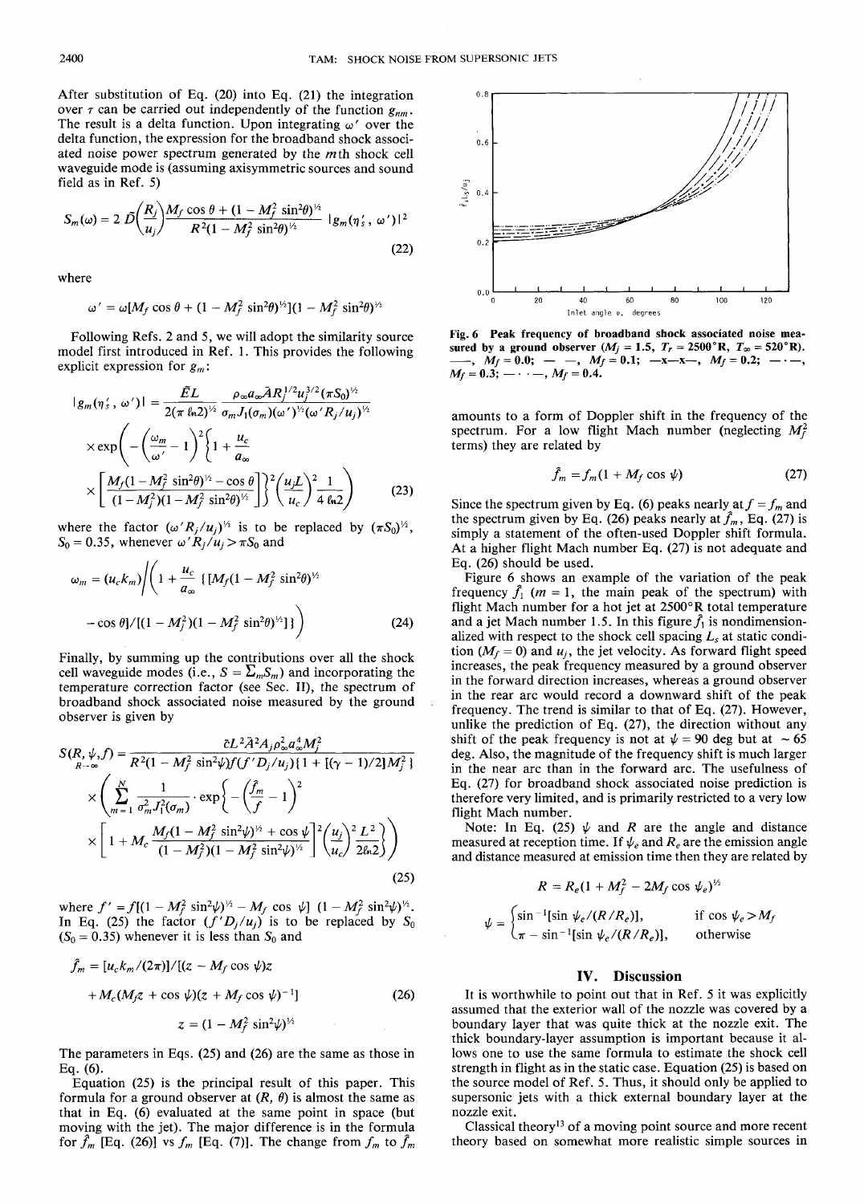After substitution of Eq. (20) into Eq. (21) the integration over $\tau$ can be carried out independently of the function $g_{nm}$. The result is a delta function. Upon integrating $\omega'$ over the delta function, the expression for the broadband shock associated noise power spectrum generated by the $m$th shock cell waveguide mode is (assuming axisymmetric sources and sound field as in Ref. 5)

$$S_m(\omega) = 2\,\tilde{D}\left(\frac{R_j}{u_j}\right)\frac{M_f\cos\theta + (1 - M_f^2\sin^2\theta)^{1/2}}{R^2(1 - M_f^2\sin^2\theta)^{1/2}}\,|g_m(\eta_s',\,\omega')|^2 \tag{22}$$

where

$$\omega' = \omega[M_f\cos\theta + (1 - M_f^2\sin^2\theta)^{1/2}](1 - M_f^2\sin^2\theta)^{1/2}$$

Following Refs. 2 and 5, we will adopt the similarity source model first introduced in Ref. 1. This provides the following explicit expression for $g_m$:

$$|g_m(\eta_s',\,\omega')| = \frac{\bar{E}L}{2(\pi\,\ell n2)^{1/2}}\,\frac{\rho_\infty a_\infty \bar{A} R_j^{1/2} u_j^{3/2}(\pi S_0)^{1/2}}{\sigma_m J_1(\sigma_m)(\omega')^{1/2}(\omega' R_j/u_j)^{1/2}}$$
$$\times\exp\left(-\left(\frac{\omega_m}{\omega'} - 1\right)^2\left\{1 + \frac{u_c}{a_\infty}\left[\frac{M_f(1 - M_f^2\sin^2\theta)^{1/2} - \cos\theta}{(1 - M_f^2)(1 - M_f^2\sin^2\theta)^{1/2}}\right]\right\}^2\left(\frac{u_j L}{u_c}\right)^2\frac{1}{4\,\ell n2}\right) \tag{23}$$

where the factor $(\omega' R_j/u_j)^{1/2}$ is to be replaced by $(\pi S_0)^{1/2}$, $S_0 = 0.35$, whenever $\omega' R_j/u_j > \pi S_0$ and

$$\omega_m = (u_c k_m)\Bigg/\left(1 + \frac{u_c}{a_\infty}\{[M_f(1 - M_f^2\sin^2\theta)^{1/2} - \cos\theta]/[(1 - M_f^2)(1 - M_f^2\sin^2\theta)^{1/2}]\}\right) \tag{24}$$

Finally, by summing up the contributions over all the shock cell waveguide modes (i.e., $S = \Sigma_m S_m$) and incorporating the temperature correction factor (see Sec. II), the spectrum of broadband shock associated noise measured by the ground observer is given by

$$S(R,\psi,f) \underset{R\to\infty}{=} \frac{\bar{c}L^2\bar{A}^2 A_j\rho_\infty^2 a_\infty^4 M_j^2}{R^2(1 - M_f^2\sin^2\psi)f(f'D_j/u_j)\{1 + [(\gamma - 1)/2]M_j^2\}}$$
$$\times\left(\sum_{m=1}^{N}\frac{1}{\sigma_m^2 J_1^2(\sigma_m)}\cdot\exp\left\{-\left(\frac{\hat{f}_m}{f} - 1\right)^2\left[1 + M_c\,\frac{M_f(1 - M_f^2\sin^2\psi)^{1/2} + \cos\psi}{(1 - M_f^2)(1 - M_f^2\sin^2\psi)^{1/2}}\right]^2\left(\frac{u_j}{u_c}\right)^2\frac{L^2}{2\ell n2}\right\}\right) \tag{25}$$

where $f' = f[(1 - M_f^2\sin^2\psi)^{1/2} - M_f\cos\psi]\,(1 - M_f^2\sin^2\psi)^{1/2}$. In Eq. (25) the factor $(f'D_j/u_j)$ is to be replaced by $S_0$ ($S_0 = 0.35$) whenever it is less than $S_0$ and

$$\hat{f}_m = [u_c k_m/(2\pi)]/[(z - M_f\cos\psi)z + M_c(M_f z + \cos\psi)(z + M_f\cos\psi)^{-1}] \tag{26}$$

$$z = (1 - M_f^2\sin^2\psi)^{1/2}$$

The parameters in Eqs. (25) and (26) are the same as those in Eq. (6).

Equation (25) is the principal result of this paper. This formula for a ground observer at $(R, \theta)$ is almost the same as that in Eq. (6) evaluated at the same point in space (but moving with the jet). The major difference is in the formula for $\hat{f}_m$ [Eq. (26)] vs $f_m$ [Eq. (7)]. The change from $f_m$ to $\hat{f}_m$ amounts to a form of Doppler shift in the frequency of the spectrum. For a low flight Mach number (neglecting $M_f^2$ terms) they are related by

$$\hat{f}_m = f_m(1 + M_f\cos\psi) \tag{27}$$

Since the spectrum given by Eq. (6) peaks nearly at $f = f_m$ and the spectrum given by Eq. (26) peaks nearly at $\hat{f}_m$, Eq. (27) is simply a statement of the often-used Doppler shift formula. At a higher flight Mach number Eq. (27) is not adequate and Eq. (26) should be used.

Figure 6 shows an example of the variation of the peak frequency $\hat{f}_1$ ($m = 1$, the main peak of the spectrum) with flight Mach number for a hot jet at 2500°R total temperature and a jet Mach number 1.5. In this figure $\hat{f}_1$ is nondimensionalized with respect to the shock cell spacing $L_s$ at static condition ($M_f = 0$) and $u_j$, the jet velocity. As forward flight speed increases, the peak frequency measured by a ground observer in the forward direction increases, whereas a ground observer in the rear arc would record a downward shift of the peak frequency. The trend is similar to that of Eq. (27). However, unlike the prediction of Eq. (27), the direction without any shift of the peak frequency is not at $\psi = 90$ deg but at ~65 deg. Also, the magnitude of the frequency shift is much larger in the near arc than in the forward arc. The usefulness of Eq. (27) for broadband shock associated noise prediction is therefore very limited, and is primarily restricted to a very low flight Mach number.

Note: In Eq. (25) $\psi$ and $R$ are the angle and distance measured at reception time. If $\psi_e$ and $R_e$ are the emission angle and distance measured at emission time then they are related by

$$R = R_e(1 + M_f^2 - 2M_f\cos\psi_e)^{1/2}$$

$$\psi = \begin{cases}\sin^{-1}[\sin\psi_e/(R/R_e)], & \text{if } \cos\psi_e > M_f\\ \pi - \sin^{-1}[\sin\psi_e/(R/R_e)], & \text{otherwise}\end{cases}$$

**Fig. 6 Peak frequency of broadband shock associated noise measured by a ground observer ($M_j = 1.5$, $T_r = 2500$°R, $T_\infty = 520$°R). ——, $M_f = 0.0$; — —, $M_f = 0.1$; —x—x—, $M_f = 0.2$; — · —, $M_f = 0.3$; — · · —, $M_f = 0.4$.**

## IV. Discussion

It is worthwhile to point out that in Ref. 5 it was explicitly assumed that the exterior wall of the nozzle was covered by a boundary layer that was quite thick at the nozzle exit. The thick boundary-layer assumption is important because it allows one to use the same formula to estimate the shock cell strength in flight as in the static case. Equation (25) is based on the source model of Ref. 5. Thus, it should only be applied to supersonic jets with a thick external boundary layer at the nozzle exit.

Classical theory[13] of a moving point source and more recent theory based on somewhat more realistic simple sources in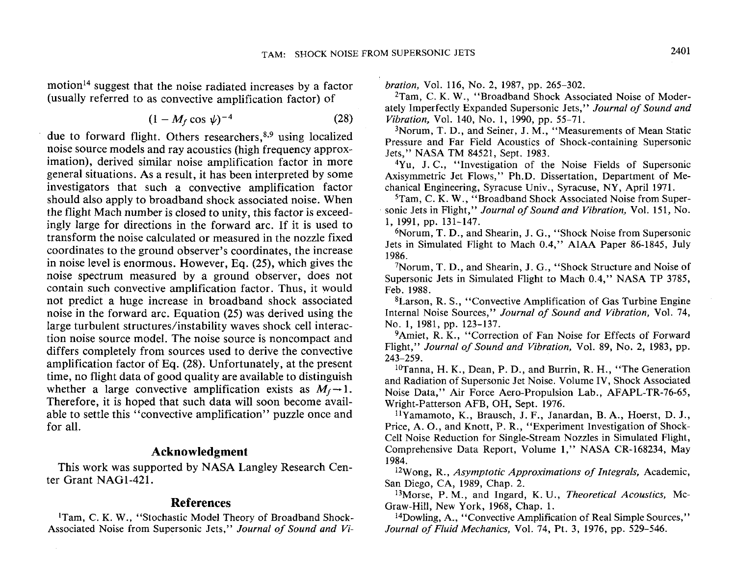motion[14] suggest that the noise radiated increases by a factor (usually referred to as convective amplification factor) of

$$(1 - M_f \cos \psi)^{-4} \tag{28}$$

due to forward flight. Others researchers,[8,9] using localized noise source models and ray acoustics (high frequency approximation), derived similar noise amplification factor in more general situations. As a result, it has been interpreted by some investigators that such a convective amplification factor should also apply to broadband shock associated noise. When the flight Mach number is closed to unity, this factor is exceedingly large for directions in the forward arc. If it is used to transform the noise calculated or measured in the nozzle fixed coordinates to the ground observer's coordinates, the increase in noise level is enormous. However, Eq. (25), which gives the noise spectrum measured by a ground observer, does not contain such convective amplification factor. Thus, it would not predict a huge increase in broadband shock associated noise in the forward arc. Equation (25) was derived using the large turbulent structures/instability waves shock cell interaction noise source model. The noise source is noncompact and differs completely from sources used to derive the convective amplification factor of Eq. (28). Unfortunately, at the present time, no flight data of good quality are available to distinguish whether a large convective amplification exists as $M_f \to 1$. Therefore, it is hoped that such data will soon become available to settle this "convective amplification" puzzle once and for all.

## Acknowledgment

This work was supported by NASA Langley Research Center Grant NAG1-421.

## References

[1]Tam, C. K. W., "Stochastic Model Theory of Broadband Shock-Associated Noise from Supersonic Jets," *Journal of Sound and Vibration,* Vol. 116, No. 2, 1987, pp. 265–302.

[2]Tam, C. K. W., "Broadband Shock Associated Noise of Moderately Imperfectly Expanded Supersonic Jets," *Journal of Sound and Vibration,* Vol. 140, No. 1, 1990, pp. 55–71.

[3]Norum, T. D., and Seiner, J. M., "Measurements of Mean Static Pressure and Far Field Acoustics of Shock-containing Supersonic Jets," NASA TM 84521, Sept. 1983.

[4]Yu, J. C., "Investigation of the Noise Fields of Supersonic Axisymmetric Jet Flows," Ph.D. Dissertation, Department of Mechanical Engineering, Syracuse Univ., Syracuse, NY, April 1971.

[5]Tam, C. K. W., "Broadband Shock Associated Noise from Supersonic Jets in Flight," *Journal of Sound and Vibration,* Vol. 151, No. 1, 1991, pp. 131–147.

[6]Norum, T. D., and Shearin, J. G., "Shock Noise from Supersonic Jets in Simulated Flight to Mach 0.4," AIAA Paper 86-1845, July 1986.

[7]Norum, T. D., and Shearin, J. G., "Shock Structure and Noise of Supersonic Jets in Simulated Flight to Mach 0.4," NASA TP 3785, Feb. 1988.

[8]Larson, R. S., "Convective Amplification of Gas Turbine Engine Internal Noise Sources," *Journal of Sound and Vibration,* Vol. 74, No. 1, 1981, pp. 123–137.

[9]Amiet, R. K., "Correction of Fan Noise for Effects of Forward Flight," *Journal of Sound and Vibration,* Vol. 89, No. 2, 1983, pp. 243–259.

[10]Tanna, H. K., Dean, P. D., and Burrin, R. H., "The Generation and Radiation of Supersonic Jet Noise. Volume IV, Shock Associated Noise Data," Air Force Aero-Propulsion Lab., AFAPL-TR-76-65, Wright-Patterson AFB, OH, Sept. 1976.

[11]Yamamoto, K., Brausch, J. F., Janardan, B. A., Hoerst, D. J., Price, A. O., and Knott, P. R., "Experiment Investigation of Shock-Cell Noise Reduction for Single-Stream Nozzles in Simulated Flight, Comprehensive Data Report, Volume 1," NASA CR-168234, May 1984.

[12]Wong, R., *Asymptotic Approximations of Integrals,* Academic, San Diego, CA, 1989, Chap. 2.

[13]Morse, P. M., and Ingard, K. U., *Theoretical Acoustics,* McGraw-Hill, New York, 1968, Chap. 1.

[14]Dowling, A., "Convective Amplification of Real Simple Sources," *Journal of Fluid Mechanics,* Vol. 74, Pt. 3, 1976, pp. 529–546.